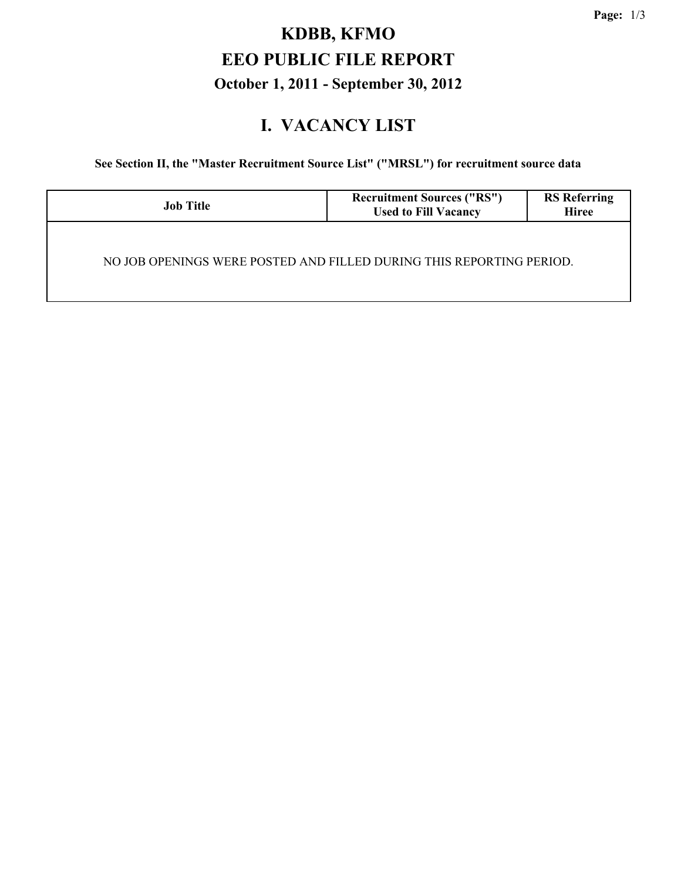# KDBB, KFMO

# EEO PUBLIC FILE REPORT

### October 1, 2011 - September 30, 2012

## I. VACANCY LIST

**See Section II, the "Master Recruitment Source List" ("MRSL") for recruitment source data**

| Job Title | Recruitment Sources ("RS") Used to Fill Vacancy | RS Referring Hiree |
|---|---|---|
| NO JOB OPENINGS WERE POSTED AND FILLED DURING THIS REPORTING PERIOD. | | |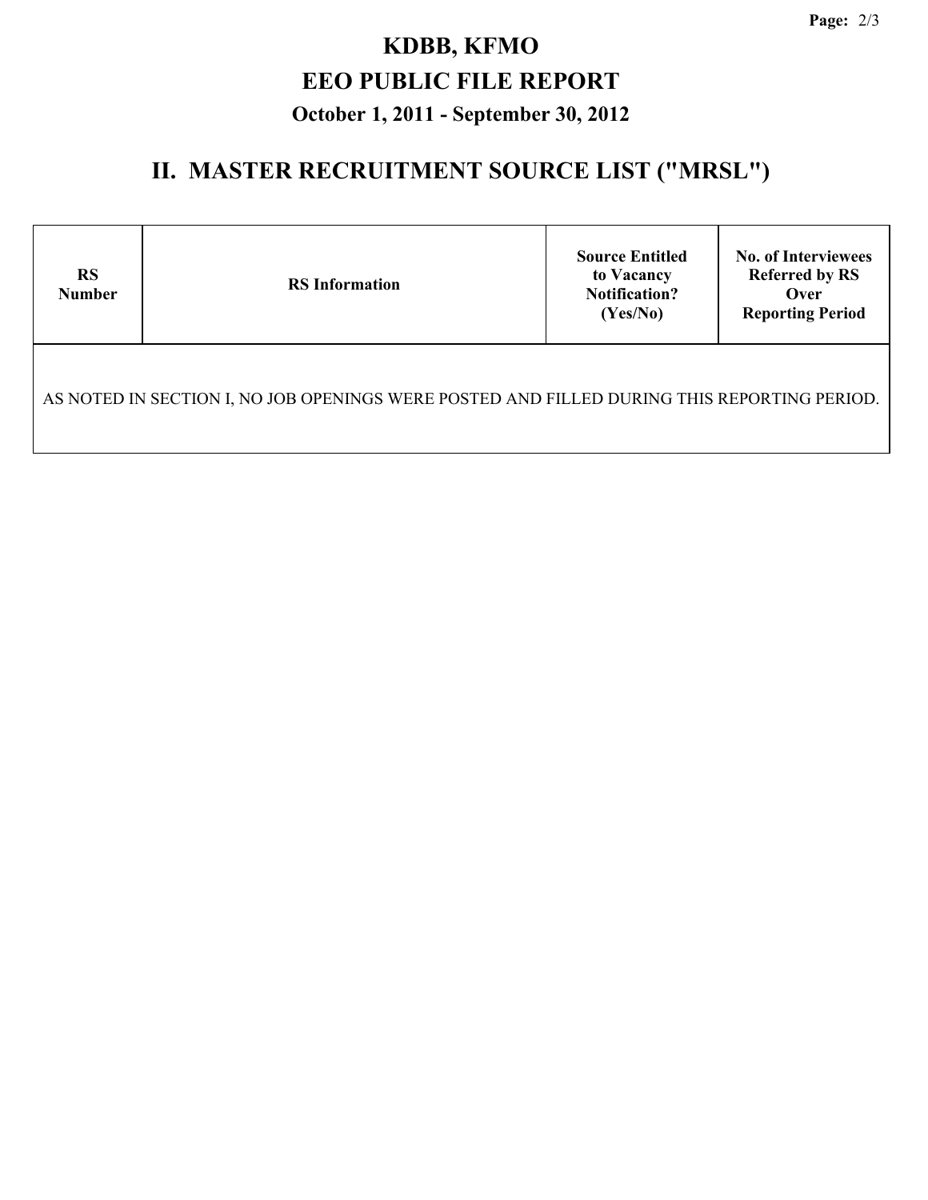# KDBB, KFMO

# EEO PUBLIC FILE REPORT

### October 1, 2011 - September 30, 2012

## II. MASTER RECRUITMENT SOURCE LIST ("MRSL")

| RS Number | RS Information | Source Entitled to Vacancy Notification? (Yes/No) | No. of Interviewees Referred by RS Over Reporting Period |
|---|---|---|---|
| AS NOTED IN SECTION I, NO JOB OPENINGS WERE POSTED AND FILLED DURING THIS REPORTING PERIOD. | | | |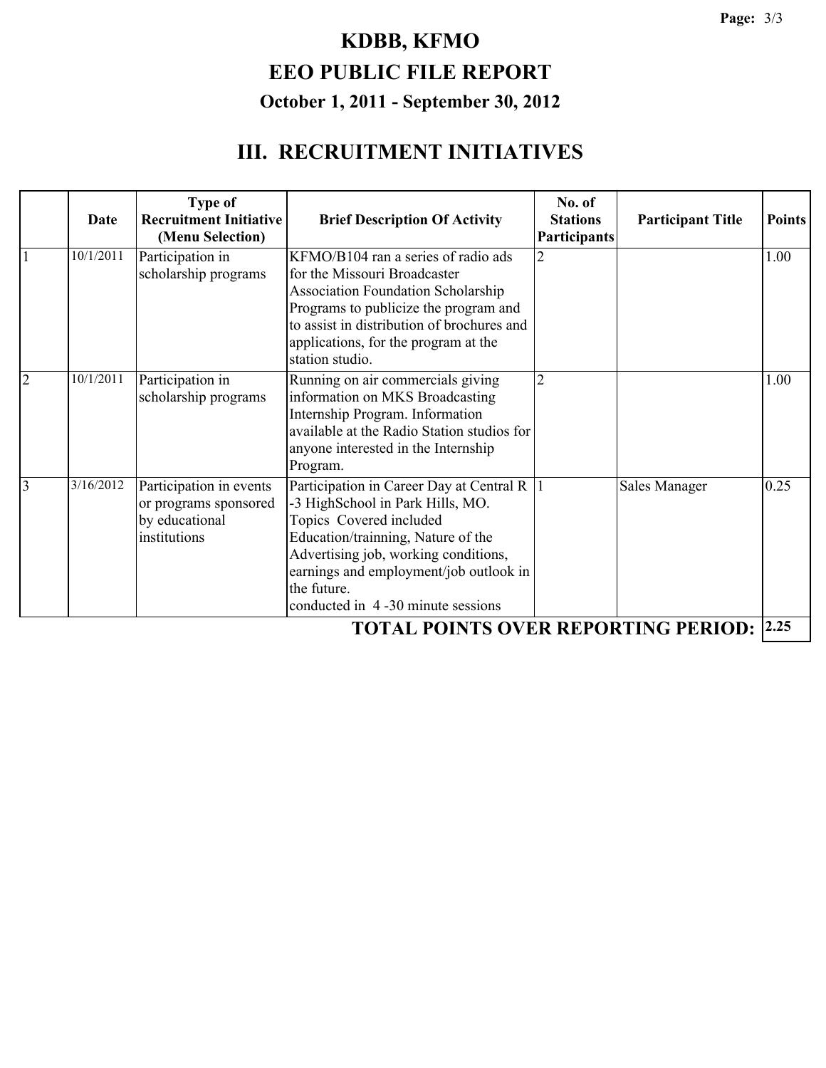# KDBB, KFMO

# EEO PUBLIC FILE REPORT

### October 1, 2011 - September 30, 2012

## III. RECRUITMENT INITIATIVES

| | Date | Type of Recruitment Initiative (Menu Selection) | Brief Description Of Activity | No. of Stations Participants | Participant Title | Points |
|---|---|---|---|---|---|---|
| 1 | 10/1/2011 | Participation in scholarship programs | KFMO/B104 ran a series of radio ads for the Missouri Broadcaster Association Foundation Scholarship Programs to publicize the program and to assist in distribution of brochures and applications, for the program at the station studio. | 2 | | 1.00 |
| 2 | 10/1/2011 | Participation in scholarship programs | Running on air commercials giving information on MKS Broadcasting Internship Program. Information available at the Radio Station studios for anyone interested in the Internship Program. | 2 | | 1.00 |
| 3 | 3/16/2012 | Participation in events or programs sponsored by educational institutions | Participation in Career Day at Central R -3 HighSchool in Park Hills, MO. Topics Covered included Education/trainning, Nature of the Advertising job, working conditions, earnings and employment/job outlook in the future. conducted in 4 -30 minute sessions | 1 | Sales Manager | 0.25 |
| | | | | | **TOTAL POINTS OVER REPORTING PERIOD:** | **2.25** |